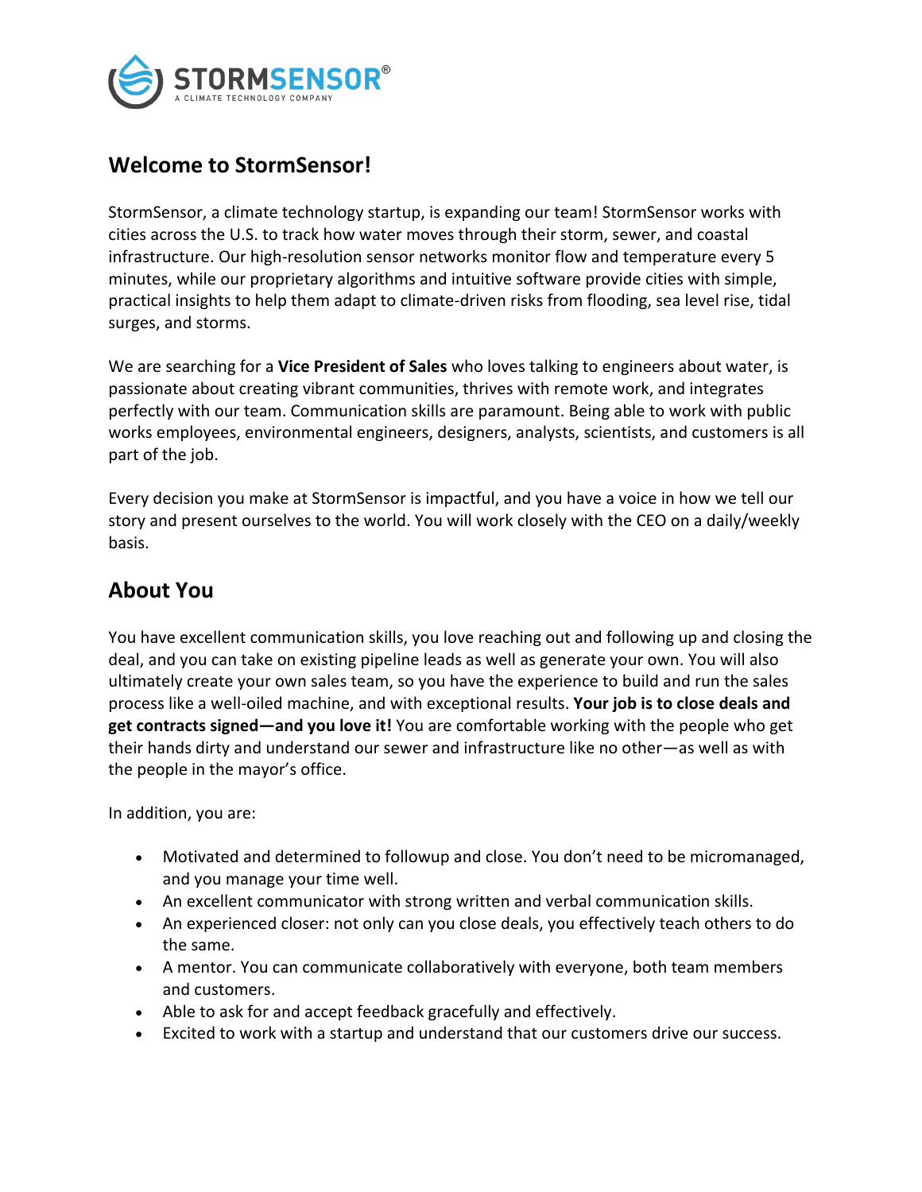# Welcome to StormSensor!

StormSensor, a climate technology startup, is expanding our team! StormSensor works with cities across the U.S. to track how water moves through their storm, sewer, and coastal infrastructure. Our high-resolution sensor networks monitor flow and temperature every 5 minutes, while our proprietary algorithms and intuitive software provide cities with simple, practical insights to help them adapt to climate-driven risks from flooding, sea level rise, tidal surges, and storms.

We are searching for a **Vice President of Sales** who loves talking to engineers about water, is passionate about creating vibrant communities, thrives with remote work, and integrates perfectly with our team. Communication skills are paramount. Being able to work with public works employees, environmental engineers, designers, analysts, scientists, and customers is all part of the job.

Every decision you make at StormSensor is impactful, and you have a voice in how we tell our story and present ourselves to the world. You will work closely with the CEO on a daily/weekly basis.

## About You

You have excellent communication skills, you love reaching out and following up and closing the deal, and you can take on existing pipeline leads as well as generate your own. You will also ultimately create your own sales team, so you have the experience to build and run the sales process like a well-oiled machine, and with exceptional results. **Your job is to close deals and get contracts signed—and you love it!** You are comfortable working with the people who get their hands dirty and understand our sewer and infrastructure like no other—as well as with the people in the mayor's office.

In addition, you are:

- Motivated and determined to followup and close. You don't need to be micromanaged, and you manage your time well.
- An excellent communicator with strong written and verbal communication skills.
- An experienced closer: not only can you close deals, you effectively teach others to do the same.
- A mentor. You can communicate collaboratively with everyone, both team members and customers.
- Able to ask for and accept feedback gracefully and effectively.
- Excited to work with a startup and understand that our customers drive our success.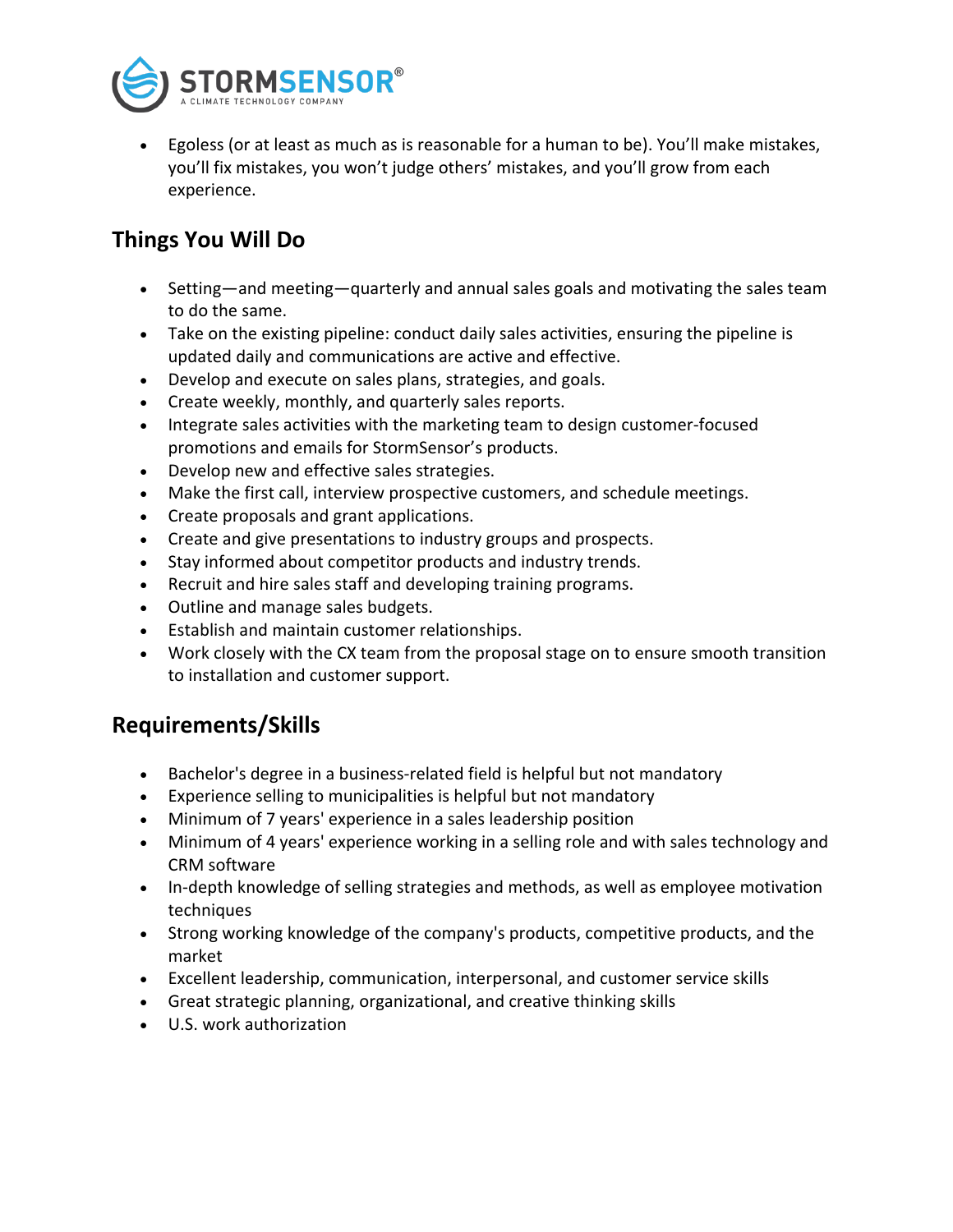- Egoless (or at least as much as is reasonable for a human to be). You'll make mistakes, you'll fix mistakes, you won't judge others' mistakes, and you'll grow from each experience.

## Things You Will Do

- Setting—and meeting—quarterly and annual sales goals and motivating the sales team to do the same.
- Take on the existing pipeline: conduct daily sales activities, ensuring the pipeline is updated daily and communications are active and effective.
- Develop and execute on sales plans, strategies, and goals.
- Create weekly, monthly, and quarterly sales reports.
- Integrate sales activities with the marketing team to design customer-focused promotions and emails for StormSensor's products.
- Develop new and effective sales strategies.
- Make the first call, interview prospective customers, and schedule meetings.
- Create proposals and grant applications.
- Create and give presentations to industry groups and prospects.
- Stay informed about competitor products and industry trends.
- Recruit and hire sales staff and developing training programs.
- Outline and manage sales budgets.
- Establish and maintain customer relationships.
- Work closely with the CX team from the proposal stage on to ensure smooth transition to installation and customer support.

## Requirements/Skills

- Bachelor's degree in a business-related field is helpful but not mandatory
- Experience selling to municipalities is helpful but not mandatory
- Minimum of 7 years' experience in a sales leadership position
- Minimum of 4 years' experience working in a selling role and with sales technology and CRM software
- In-depth knowledge of selling strategies and methods, as well as employee motivation techniques
- Strong working knowledge of the company's products, competitive products, and the market
- Excellent leadership, communication, interpersonal, and customer service skills
- Great strategic planning, organizational, and creative thinking skills
- U.S. work authorization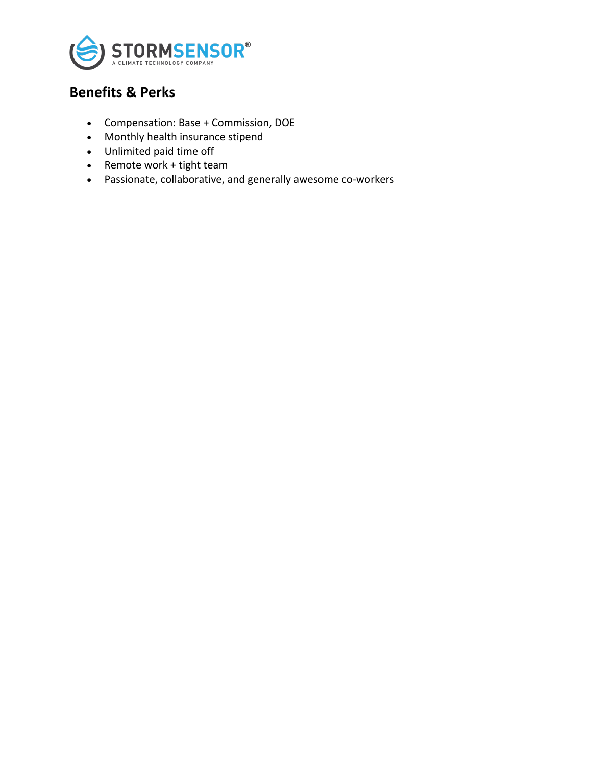## Benefits & Perks

- Compensation: Base + Commission, DOE
- Monthly health insurance stipend
- Unlimited paid time off
- Remote work + tight team
- Passionate, collaborative, and generally awesome co-workers